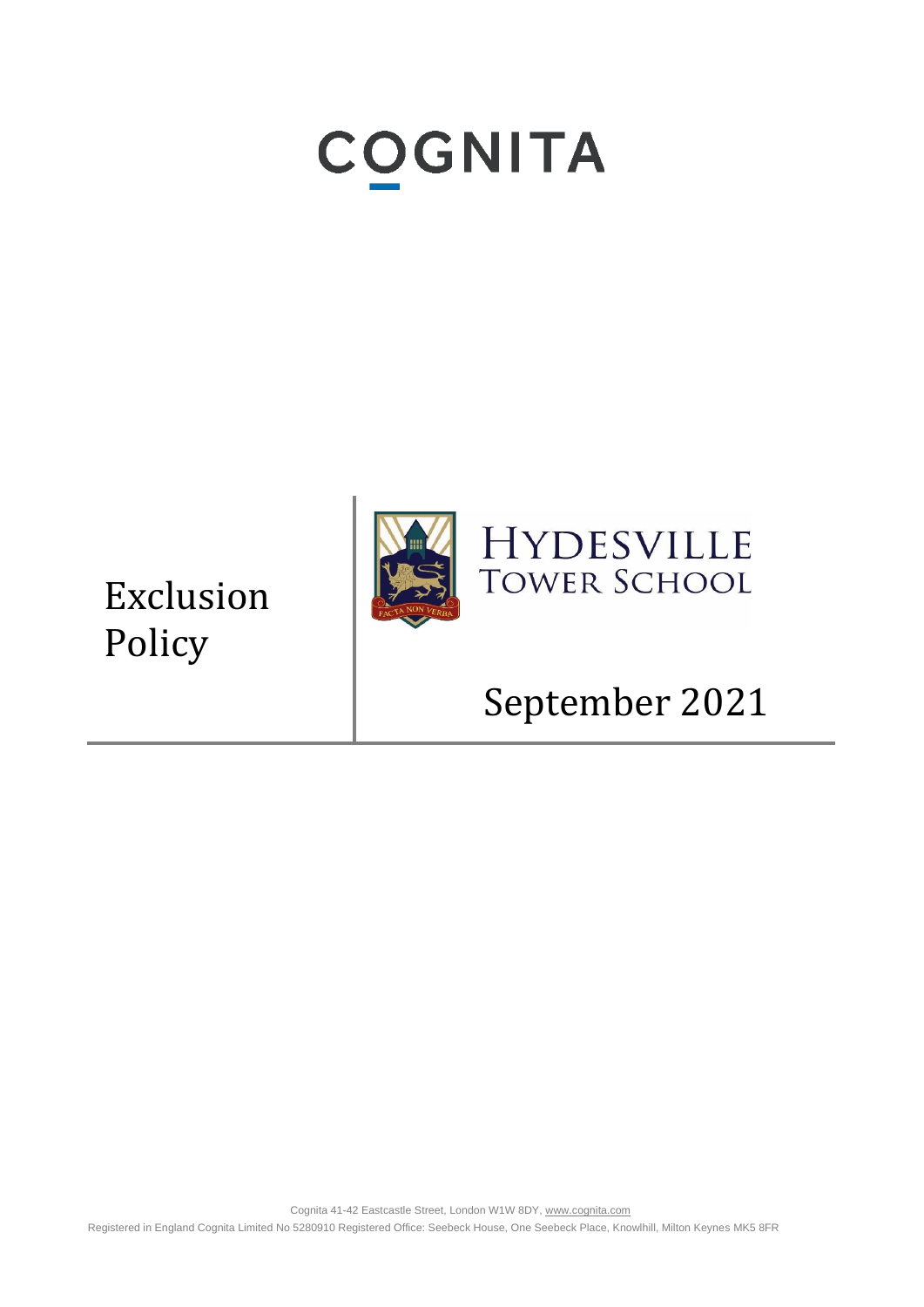# COGNITA

# Exclusion Policy

HYDESVILLE TOWER SCHOOL

FACTA NON VERBA

September 2021

Cognita 41-42 Eastcastle Street, London W1W 8DY, www.cognita.com

Registered in England Cognita Limited No 5280910 Registered Office: Seebeck House, One Seebeck Place, Knowlhill, Milton Keynes MK5 8FR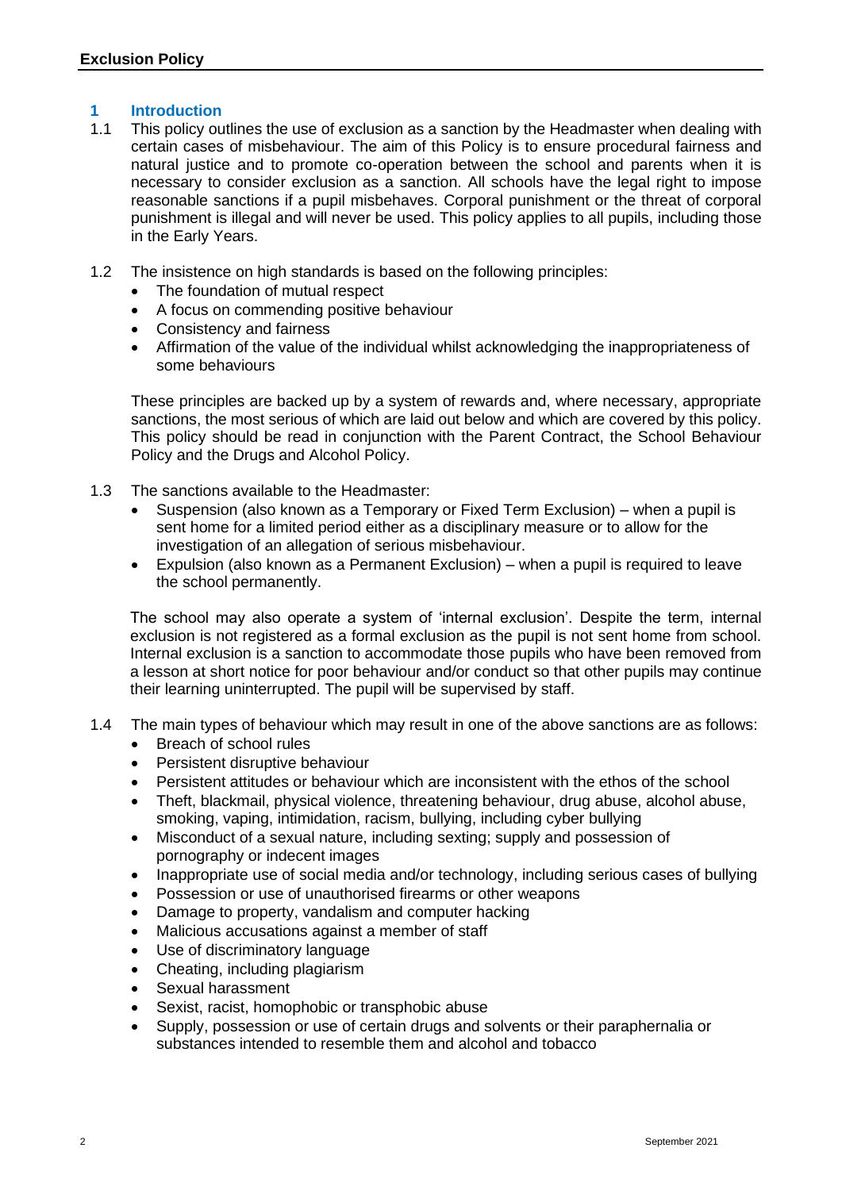## 1 Introduction

1.1 This policy outlines the use of exclusion as a sanction by the Headmaster when dealing with certain cases of misbehaviour. The aim of this Policy is to ensure procedural fairness and natural justice and to promote co-operation between the school and parents when it is necessary to consider exclusion as a sanction. All schools have the legal right to impose reasonable sanctions if a pupil misbehaves. Corporal punishment or the threat of corporal punishment is illegal and will never be used. This policy applies to all pupils, including those in the Early Years.

1.2 The insistence on high standards is based on the following principles:

- The foundation of mutual respect
- A focus on commending positive behaviour
- Consistency and fairness
- Affirmation of the value of the individual whilst acknowledging the inappropriateness of some behaviours

These principles are backed up by a system of rewards and, where necessary, appropriate sanctions, the most serious of which are laid out below and which are covered by this policy. This policy should be read in conjunction with the Parent Contract, the School Behaviour Policy and the Drugs and Alcohol Policy.

1.3 The sanctions available to the Headmaster:

- Suspension (also known as a Temporary or Fixed Term Exclusion) – when a pupil is sent home for a limited period either as a disciplinary measure or to allow for the investigation of an allegation of serious misbehaviour.
- Expulsion (also known as a Permanent Exclusion) – when a pupil is required to leave the school permanently.

The school may also operate a system of 'internal exclusion'. Despite the term, internal exclusion is not registered as a formal exclusion as the pupil is not sent home from school. Internal exclusion is a sanction to accommodate those pupils who have been removed from a lesson at short notice for poor behaviour and/or conduct so that other pupils may continue their learning uninterrupted. The pupil will be supervised by staff.

1.4 The main types of behaviour which may result in one of the above sanctions are as follows:

- Breach of school rules
- Persistent disruptive behaviour
- Persistent attitudes or behaviour which are inconsistent with the ethos of the school
- Theft, blackmail, physical violence, threatening behaviour, drug abuse, alcohol abuse, smoking, vaping, intimidation, racism, bullying, including cyber bullying
- Misconduct of a sexual nature, including sexting; supply and possession of pornography or indecent images
- Inappropriate use of social media and/or technology, including serious cases of bullying
- Possession or use of unauthorised firearms or other weapons
- Damage to property, vandalism and computer hacking
- Malicious accusations against a member of staff
- Use of discriminatory language
- Cheating, including plagiarism
- Sexual harassment
- Sexist, racist, homophobic or transphobic abuse
- Supply, possession or use of certain drugs and solvents or their paraphernalia or substances intended to resemble them and alcohol and tobacco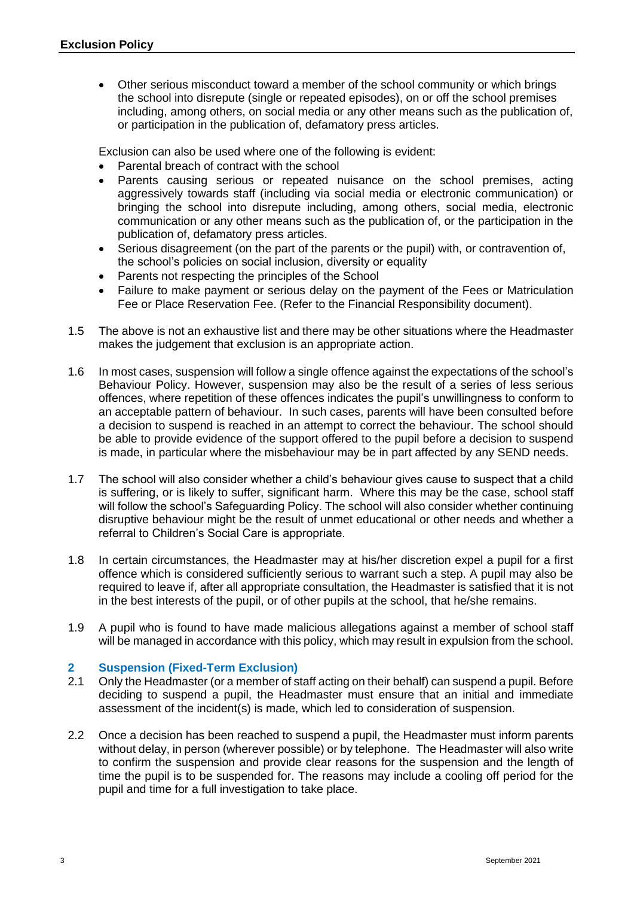- Other serious misconduct toward a member of the school community or which brings the school into disrepute (single or repeated episodes), on or off the school premises including, among others, on social media or any other means such as the publication of, or participation in the publication of, defamatory press articles.

Exclusion can also be used where one of the following is evident:

- Parental breach of contract with the school
- Parents causing serious or repeated nuisance on the school premises, acting aggressively towards staff (including via social media or electronic communication) or bringing the school into disrepute including, among others, social media, electronic communication or any other means such as the publication of, or the participation in the publication of, defamatory press articles.
- Serious disagreement (on the part of the parents or the pupil) with, or contravention of, the school's policies on social inclusion, diversity or equality
- Parents not respecting the principles of the School
- Failure to make payment or serious delay on the payment of the Fees or Matriculation Fee or Place Reservation Fee. (Refer to the Financial Responsibility document).

1.5 The above is not an exhaustive list and there may be other situations where the Headmaster makes the judgement that exclusion is an appropriate action.

1.6 In most cases, suspension will follow a single offence against the expectations of the school's Behaviour Policy. However, suspension may also be the result of a series of less serious offences, where repetition of these offences indicates the pupil's unwillingness to conform to an acceptable pattern of behaviour. In such cases, parents will have been consulted before a decision to suspend is reached in an attempt to correct the behaviour. The school should be able to provide evidence of the support offered to the pupil before a decision to suspend is made, in particular where the misbehaviour may be in part affected by any SEND needs.

1.7 The school will also consider whether a child's behaviour gives cause to suspect that a child is suffering, or is likely to suffer, significant harm. Where this may be the case, school staff will follow the school's Safeguarding Policy. The school will also consider whether continuing disruptive behaviour might be the result of unmet educational or other needs and whether a referral to Children's Social Care is appropriate.

1.8 In certain circumstances, the Headmaster may at his/her discretion expel a pupil for a first offence which is considered sufficiently serious to warrant such a step. A pupil may also be required to leave if, after all appropriate consultation, the Headmaster is satisfied that it is not in the best interests of the pupil, or of other pupils at the school, that he/she remains.

1.9 A pupil who is found to have made malicious allegations against a member of school staff will be managed in accordance with this policy, which may result in expulsion from the school.

## 2 Suspension (Fixed-Term Exclusion)

2.1 Only the Headmaster (or a member of staff acting on their behalf) can suspend a pupil. Before deciding to suspend a pupil, the Headmaster must ensure that an initial and immediate assessment of the incident(s) is made, which led to consideration of suspension.

2.2 Once a decision has been reached to suspend a pupil, the Headmaster must inform parents without delay, in person (wherever possible) or by telephone. The Headmaster will also write to confirm the suspension and provide clear reasons for the suspension and the length of time the pupil is to be suspended for. The reasons may include a cooling off period for the pupil and time for a full investigation to take place.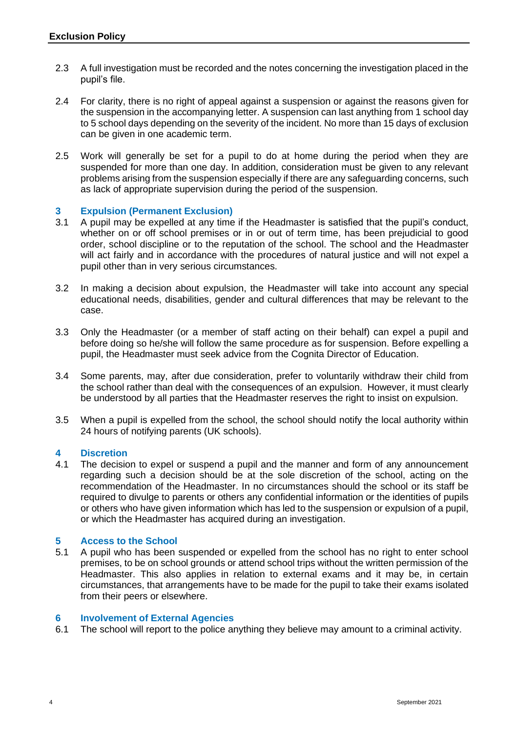2.3 A full investigation must be recorded and the notes concerning the investigation placed in the pupil's file.

2.4 For clarity, there is no right of appeal against a suspension or against the reasons given for the suspension in the accompanying letter. A suspension can last anything from 1 school day to 5 school days depending on the severity of the incident. No more than 15 days of exclusion can be given in one academic term.

2.5 Work will generally be set for a pupil to do at home during the period when they are suspended for more than one day. In addition, consideration must be given to any relevant problems arising from the suspension especially if there are any safeguarding concerns, such as lack of appropriate supervision during the period of the suspension.

## 3 Expulsion (Permanent Exclusion)

3.1 A pupil may be expelled at any time if the Headmaster is satisfied that the pupil's conduct, whether on or off school premises or in or out of term time, has been prejudicial to good order, school discipline or to the reputation of the school. The school and the Headmaster will act fairly and in accordance with the procedures of natural justice and will not expel a pupil other than in very serious circumstances.

3.2 In making a decision about expulsion, the Headmaster will take into account any special educational needs, disabilities, gender and cultural differences that may be relevant to the case.

3.3 Only the Headmaster (or a member of staff acting on their behalf) can expel a pupil and before doing so he/she will follow the same procedure as for suspension. Before expelling a pupil, the Headmaster must seek advice from the Cognita Director of Education.

3.4 Some parents, may, after due consideration, prefer to voluntarily withdraw their child from the school rather than deal with the consequences of an expulsion. However, it must clearly be understood by all parties that the Headmaster reserves the right to insist on expulsion.

3.5 When a pupil is expelled from the school, the school should notify the local authority within 24 hours of notifying parents (UK schools).

## 4 Discretion

4.1 The decision to expel or suspend a pupil and the manner and form of any announcement regarding such a decision should be at the sole discretion of the school, acting on the recommendation of the Headmaster. In no circumstances should the school or its staff be required to divulge to parents or others any confidential information or the identities of pupils or others who have given information which has led to the suspension or expulsion of a pupil, or which the Headmaster has acquired during an investigation.

## 5 Access to the School

5.1 A pupil who has been suspended or expelled from the school has no right to enter school premises, to be on school grounds or attend school trips without the written permission of the Headmaster. This also applies in relation to external exams and it may be, in certain circumstances, that arrangements have to be made for the pupil to take their exams isolated from their peers or elsewhere.

## 6 Involvement of External Agencies

6.1 The school will report to the police anything they believe may amount to a criminal activity.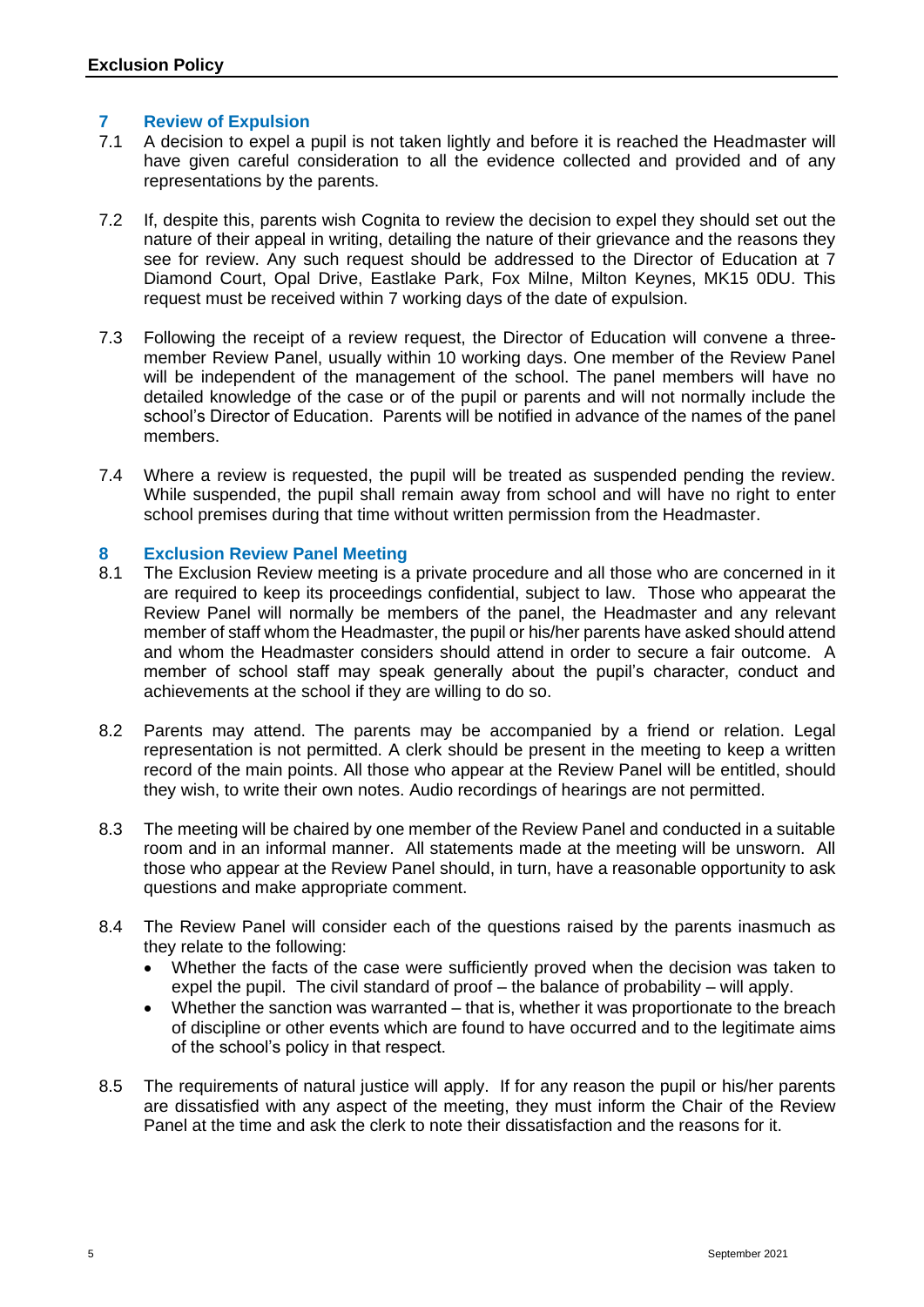## 7 Review of Expulsion

7.1 A decision to expel a pupil is not taken lightly and before it is reached the Headmaster will have given careful consideration to all the evidence collected and provided and of any representations by the parents.

7.2 If, despite this, parents wish Cognita to review the decision to expel they should set out the nature of their appeal in writing, detailing the nature of their grievance and the reasons they see for review. Any such request should be addressed to the Director of Education at 7 Diamond Court, Opal Drive, Eastlake Park, Fox Milne, Milton Keynes, MK15 0DU. This request must be received within 7 working days of the date of expulsion.

7.3 Following the receipt of a review request, the Director of Education will convene a three-member Review Panel, usually within 10 working days. One member of the Review Panel will be independent of the management of the school. The panel members will have no detailed knowledge of the case or of the pupil or parents and will not normally include the school's Director of Education. Parents will be notified in advance of the names of the panel members.

7.4 Where a review is requested, the pupil will be treated as suspended pending the review. While suspended, the pupil shall remain away from school and will have no right to enter school premises during that time without written permission from the Headmaster.

## 8 Exclusion Review Panel Meeting

8.1 The Exclusion Review meeting is a private procedure and all those who are concerned in it are required to keep its proceedings confidential, subject to law. Those who appearat the Review Panel will normally be members of the panel, the Headmaster and any relevant member of staff whom the Headmaster, the pupil or his/her parents have asked should attend and whom the Headmaster considers should attend in order to secure a fair outcome. A member of school staff may speak generally about the pupil's character, conduct and achievements at the school if they are willing to do so.

8.2 Parents may attend. The parents may be accompanied by a friend or relation. Legal representation is not permitted. A clerk should be present in the meeting to keep a written record of the main points. All those who appear at the Review Panel will be entitled, should they wish, to write their own notes. Audio recordings of hearings are not permitted.

8.3 The meeting will be chaired by one member of the Review Panel and conducted in a suitable room and in an informal manner. All statements made at the meeting will be unsworn. All those who appear at the Review Panel should, in turn, have a reasonable opportunity to ask questions and make appropriate comment.

8.4 The Review Panel will consider each of the questions raised by the parents inasmuch as they relate to the following:

- Whether the facts of the case were sufficiently proved when the decision was taken to expel the pupil. The civil standard of proof – the balance of probability – will apply.
- Whether the sanction was warranted – that is, whether it was proportionate to the breach of discipline or other events which are found to have occurred and to the legitimate aims of the school's policy in that respect.

8.5 The requirements of natural justice will apply. If for any reason the pupil or his/her parents are dissatisfied with any aspect of the meeting, they must inform the Chair of the Review Panel at the time and ask the clerk to note their dissatisfaction and the reasons for it.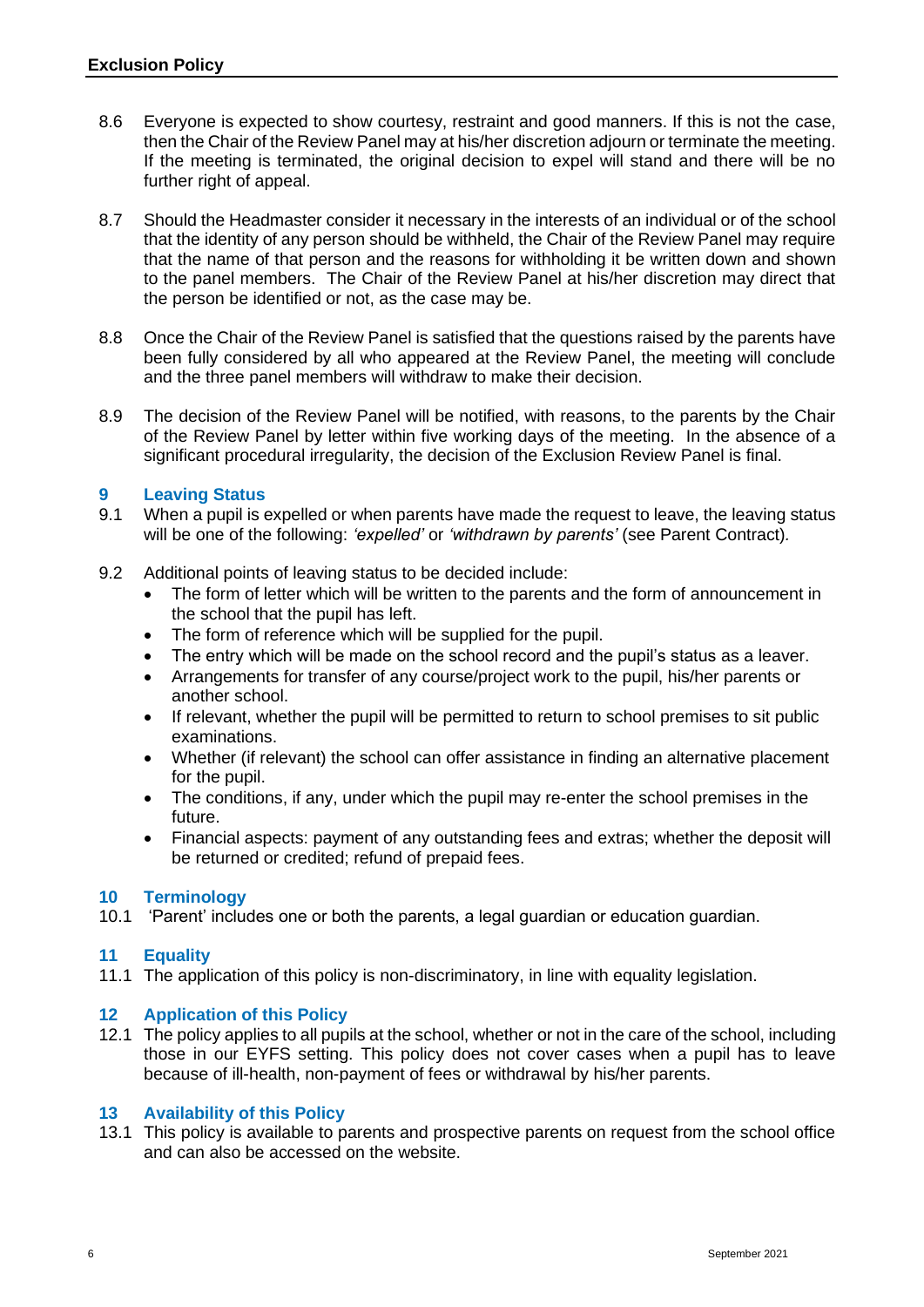8.6 Everyone is expected to show courtesy, restraint and good manners. If this is not the case, then the Chair of the Review Panel may at his/her discretion adjourn or terminate the meeting. If the meeting is terminated, the original decision to expel will stand and there will be no further right of appeal.

8.7 Should the Headmaster consider it necessary in the interests of an individual or of the school that the identity of any person should be withheld, the Chair of the Review Panel may require that the name of that person and the reasons for withholding it be written down and shown to the panel members. The Chair of the Review Panel at his/her discretion may direct that the person be identified or not, as the case may be.

8.8 Once the Chair of the Review Panel is satisfied that the questions raised by the parents have been fully considered by all who appeared at the Review Panel, the meeting will conclude and the three panel members will withdraw to make their decision.

8.9 The decision of the Review Panel will be notified, with reasons, to the parents by the Chair of the Review Panel by letter within five working days of the meeting. In the absence of a significant procedural irregularity, the decision of the Exclusion Review Panel is final.

## 9 Leaving Status

9.1 When a pupil is expelled or when parents have made the request to leave, the leaving status will be one of the following: *'expelled'* or *'withdrawn by parents'* (see Parent Contract).

9.2 Additional points of leaving status to be decided include:

- The form of letter which will be written to the parents and the form of announcement in the school that the pupil has left.
- The form of reference which will be supplied for the pupil.
- The entry which will be made on the school record and the pupil's status as a leaver.
- Arrangements for transfer of any course/project work to the pupil, his/her parents or another school.
- If relevant, whether the pupil will be permitted to return to school premises to sit public examinations.
- Whether (if relevant) the school can offer assistance in finding an alternative placement for the pupil.
- The conditions, if any, under which the pupil may re-enter the school premises in the future.
- Financial aspects: payment of any outstanding fees and extras; whether the deposit will be returned or credited; refund of prepaid fees.

## 10 Terminology

10.1 'Parent' includes one or both the parents, a legal guardian or education guardian.

## 11 Equality

11.1 The application of this policy is non-discriminatory, in line with equality legislation.

## 12 Application of this Policy

12.1 The policy applies to all pupils at the school, whether or not in the care of the school, including those in our EYFS setting. This policy does not cover cases when a pupil has to leave because of ill-health, non-payment of fees or withdrawal by his/her parents.

## 13 Availability of this Policy

13.1 This policy is available to parents and prospective parents on request from the school office and can also be accessed on the website.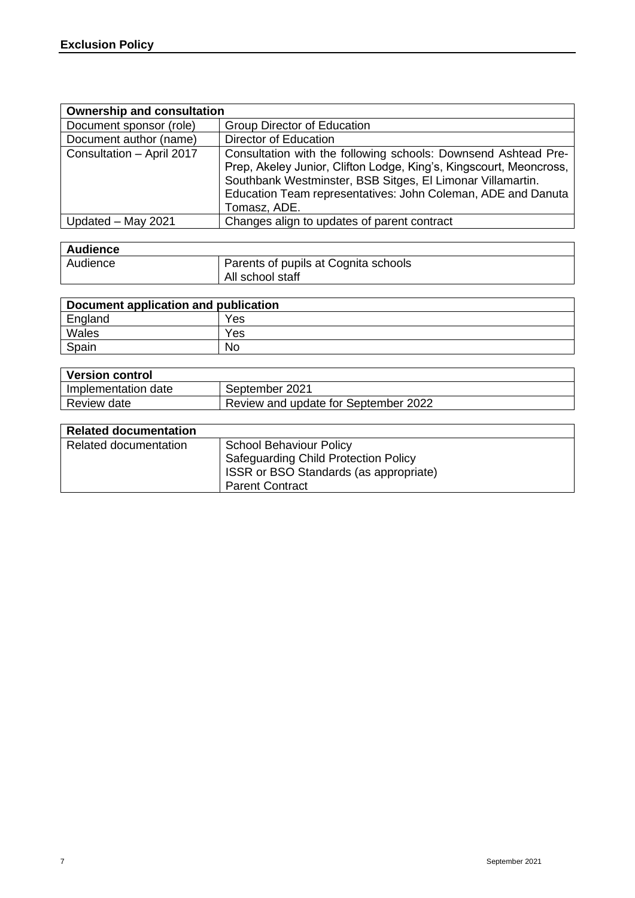| Ownership and consultation | |
|---|---|
| Document sponsor (role) | Group Director of Education |
| Document author (name) | Director of Education |
| Consultation – April 2017 | Consultation with the following schools: Downsend Ashtead Pre-Prep, Akeley Junior, Clifton Lodge, King's, Kingscourt, Meoncross, Southbank Westminster, BSB Sitges, El Limonar Villamartin. Education Team representatives: John Coleman, ADE and Danuta Tomasz, ADE. |
| Updated – May 2021 | Changes align to updates of parent contract |

| Audience | |
|---|---|
| Audience | Parents of pupils at Cognita schools<br>All school staff |

| Document application and publication | |
|---|---|
| England | Yes |
| Wales | Yes |
| Spain | No |

| Version control | |
|---|---|
| Implementation date | September 2021 |
| Review date | Review and update for September 2022 |

| Related documentation | |
|---|---|
| Related documentation | School Behaviour Policy<br>Safeguarding Child Protection Policy<br>ISSR or BSO Standards (as appropriate)<br>Parent Contract |